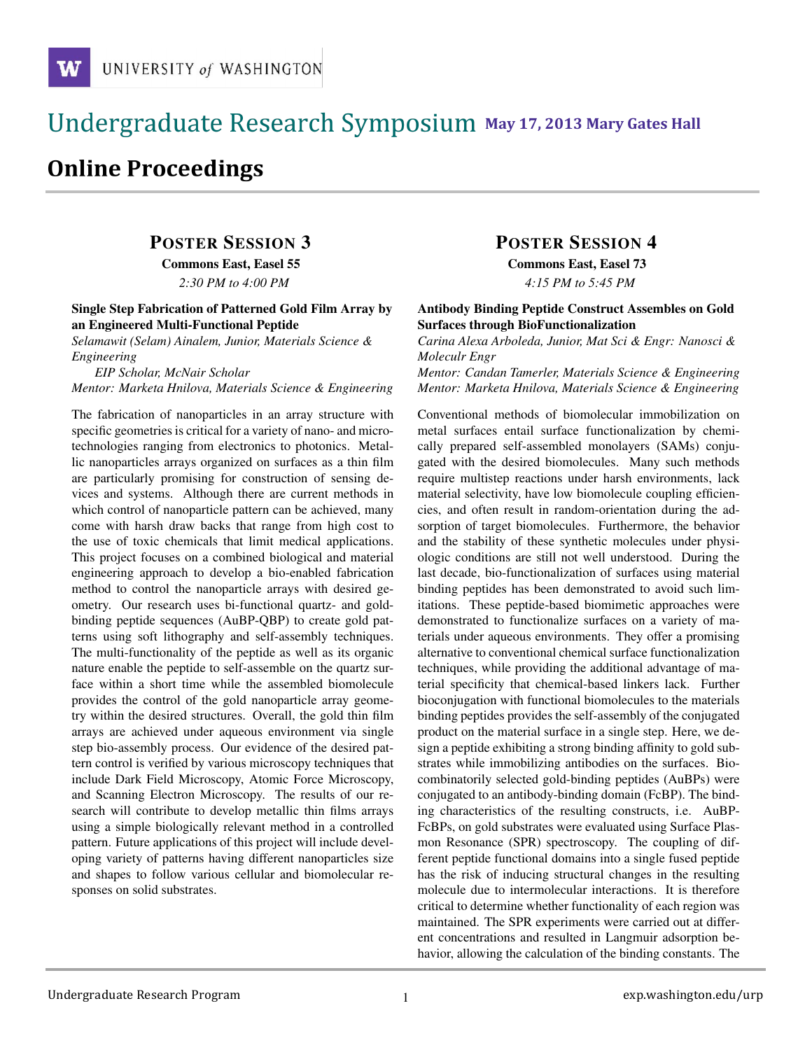# Undergraduate Research Symposium May 17, 2013 Mary Gates Hall

## Online Proceedings

### POSTER SESSION 3

**Commons East, Easel 55**

*2:30 PM to 4:00 PM*

**Single Step Fabrication of Patterned Gold Film Array by an Engineered Multi-Functional Peptide**

*Selamawit (Selam) Ainalem, Junior, Materials Science & Engineering*
*EIP Scholar, McNair Scholar*
*Mentor: Marketa Hnilova, Materials Science & Engineering*

The fabrication of nanoparticles in an array structure with specific geometries is critical for a variety of nano- and micro-technologies ranging from electronics to photonics. Metallic nanoparticles arrays organized on surfaces as a thin film are particularly promising for construction of sensing devices and systems. Although there are current methods in which control of nanoparticle pattern can be achieved, many come with harsh draw backs that range from high cost to the use of toxic chemicals that limit medical applications. This project focuses on a combined biological and material engineering approach to develop a bio-enabled fabrication method to control the nanoparticle arrays with desired geometry. Our research uses bi-functional quartz- and gold-binding peptide sequences (AuBP-QBP) to create gold patterns using soft lithography and self-assembly techniques. The multi-functionality of the peptide as well as its organic nature enable the peptide to self-assemble on the quartz surface within a short time while the assembled biomolecule provides the control of the gold nanoparticle array geometry within the desired structures. Overall, the gold thin film arrays are achieved under aqueous environment via single step bio-assembly process. Our evidence of the desired pattern control is verified by various microscopy techniques that include Dark Field Microscopy, Atomic Force Microscopy, and Scanning Electron Microscopy. The results of our research will contribute to develop metallic thin films arrays using a simple biologically relevant method in a controlled pattern. Future applications of this project will include developing variety of patterns having different nanoparticles size and shapes to follow various cellular and biomolecular responses on solid substrates.

### POSTER SESSION 4

**Commons East, Easel 73**

*4:15 PM to 5:45 PM*

**Antibody Binding Peptide Construct Assembles on Gold Surfaces through BioFunctionalization**

*Carina Alexa Arboleda, Junior, Mat Sci & Engr: Nanosci & Moleculr Engr*
*Mentor: Candan Tamerler, Materials Science & Engineering*
*Mentor: Marketa Hnilova, Materials Science & Engineering*

Conventional methods of biomolecular immobilization on metal surfaces entail surface functionalization by chemically prepared self-assembled monolayers (SAMs) conjugated with the desired biomolecules. Many such methods require multistep reactions under harsh environments, lack material selectivity, have low biomolecule coupling efficiencies, and often result in random-orientation during the adsorption of target biomolecules. Furthermore, the behavior and the stability of these synthetic molecules under physiologic conditions are still not well understood. During the last decade, bio-functionalization of surfaces using material binding peptides has been demonstrated to avoid such limitations. These peptide-based biomimetic approaches were demonstrated to functionalize surfaces on a variety of materials under aqueous environments. They offer a promising alternative to conventional chemical surface functionalization techniques, while providing the additional advantage of material specificity that chemical-based linkers lack. Further bioconjugation with functional biomolecules to the materials binding peptides provides the self-assembly of the conjugated product on the material surface in a single step. Here, we design a peptide exhibiting a strong binding affinity to gold substrates while immobilizing antibodies on the surfaces. Biocombinatorily selected gold-binding peptides (AuBPs) were conjugated to an antibody-binding domain (FcBP). The binding characteristics of the resulting constructs, i.e. AuBP-FcBPs, on gold substrates were evaluated using Surface Plasmon Resonance (SPR) spectroscopy. The coupling of different peptide functional domains into a single fused peptide has the risk of inducing structural changes in the resulting molecule due to intermolecular interactions. It is therefore critical to determine whether functionality of each region was maintained. The SPR experiments were carried out at different concentrations and resulted in Langmuir adsorption behavior, allowing the calculation of the binding constants. The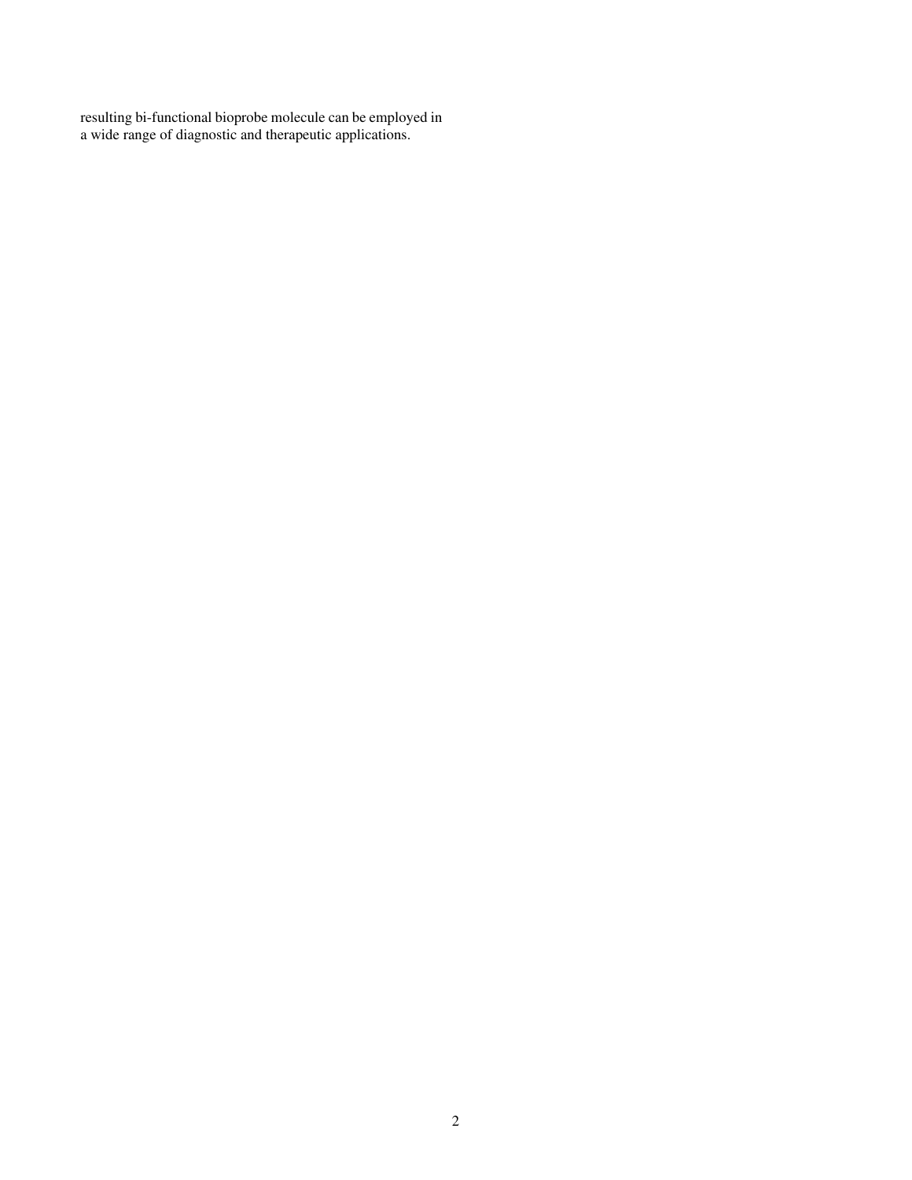resulting bi-functional bioprobe molecule can be employed in a wide range of diagnostic and therapeutic applications.